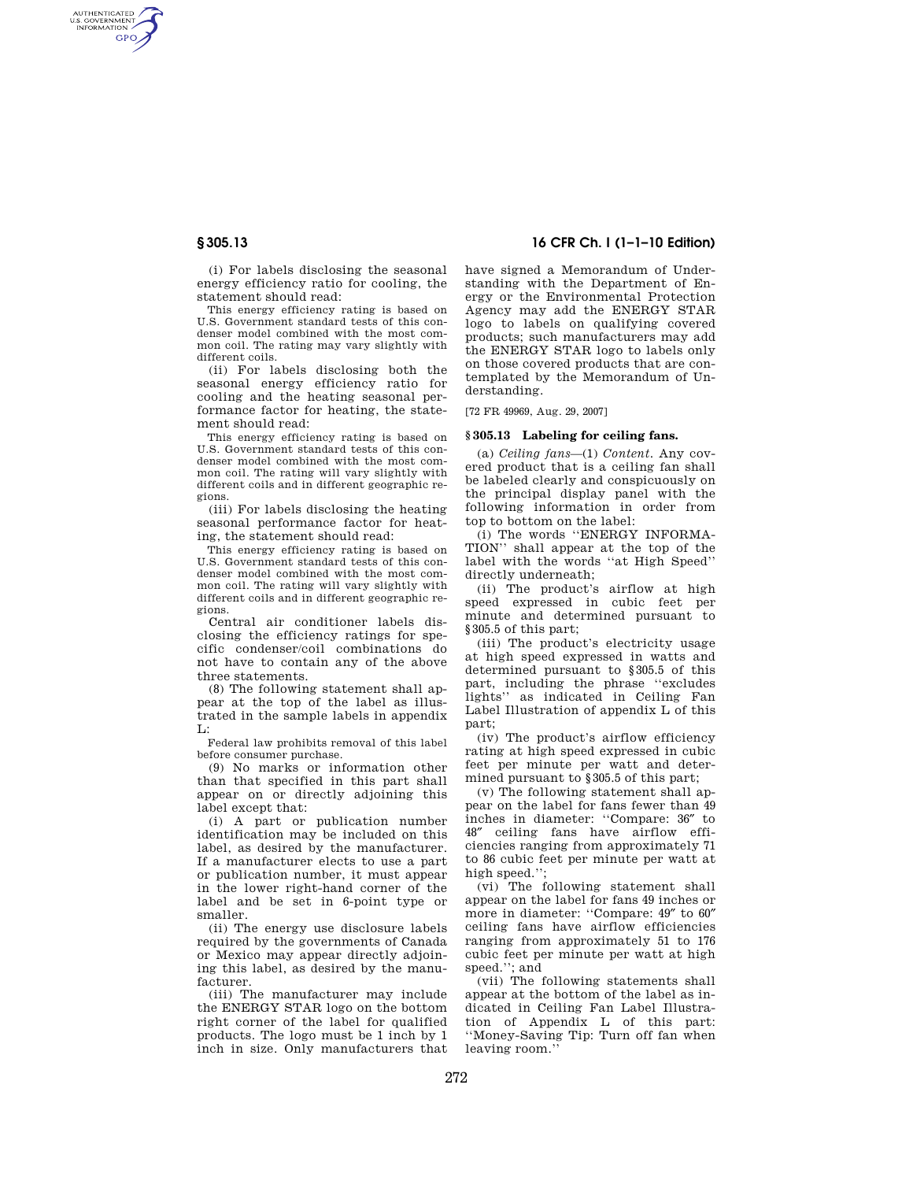(i) For labels disclosing the seasonal energy efficiency ratio for cooling, the statement should read:

This energy efficiency rating is based on U.S. Government standard tests of this condenser model combined with the most common coil. The rating may vary slightly with different coils.

(ii) For labels disclosing both the seasonal energy efficiency ratio for cooling and the heating seasonal performance factor for heating, the statement should read:

This energy efficiency rating is based on U.S. Government standard tests of this condenser model combined with the most common coil. The rating will vary slightly with different coils and in different geographic regions.

(iii) For labels disclosing the heating seasonal performance factor for heating, the statement should read:

This energy efficiency rating is based on U.S. Government standard tests of this condenser model combined with the most common coil. The rating will vary slightly with different coils and in different geographic regions.

Central air conditioner labels disclosing the efficiency ratings for specific condenser/coil combinations do not have to contain any of the above three statements.

(8) The following statement shall appear at the top of the label as illustrated in the sample labels in appendix L:

Federal law prohibits removal of this label before consumer purchase.

(9) No marks or information other than that specified in this part shall appear on or directly adjoining this label except that:

(i) A part or publication number identification may be included on this label, as desired by the manufacturer. If a manufacturer elects to use a part or publication number, it must appear in the lower right-hand corner of the label and be set in 6-point type or smaller.

(ii) The energy use disclosure labels required by the governments of Canada or Mexico may appear directly adjoining this label, as desired by the manufacturer.

(iii) The manufacturer may include the ENERGY STAR logo on the bottom right corner of the label for qualified products. The logo must be 1 inch by 1 inch in size. Only manufacturers that have signed a Memorandum of Understanding with the Department of Energy or the Environmental Protection Agency may add the ENERGY STAR logo to labels on qualifying covered products; such manufacturers may add the ENERGY STAR logo to labels only on those covered products that are contemplated by the Memorandum of Understanding.

[72 FR 49969, Aug. 29, 2007]

## § 305.13 Labeling for ceiling fans.

(a) *Ceiling fans*—(1) *Content.* Any covered product that is a ceiling fan shall be labeled clearly and conspicuously on the principal display panel with the following information in order from top to bottom on the label:

(i) The words "ENERGY INFORMATION" shall appear at the top of the label with the words "at High Speed" directly underneath;

(ii) The product's airflow at high speed expressed in cubic feet per minute and determined pursuant to §305.5 of this part;

(iii) The product's electricity usage at high speed expressed in watts and determined pursuant to §305.5 of this part, including the phrase "excludes lights" as indicated in Ceiling Fan Label Illustration of appendix L of this part;

(iv) The product's airflow efficiency rating at high speed expressed in cubic feet per minute per watt and determined pursuant to §305.5 of this part;

(v) The following statement shall appear on the label for fans fewer than 49 inches in diameter: "Compare: 36″ to 48″ ceiling fans have airflow efficiencies ranging from approximately 71 to 86 cubic feet per minute per watt at high speed.";

(vi) The following statement shall appear on the label for fans 49 inches or more in diameter: "Compare: 49″ to 60″ ceiling fans have airflow efficiencies ranging from approximately 51 to 176 cubic feet per minute per watt at high speed."; and

(vii) The following statements shall appear at the bottom of the label as indicated in Ceiling Fan Label Illustration of Appendix L of this part: "Money-Saving Tip: Turn off fan when leaving room."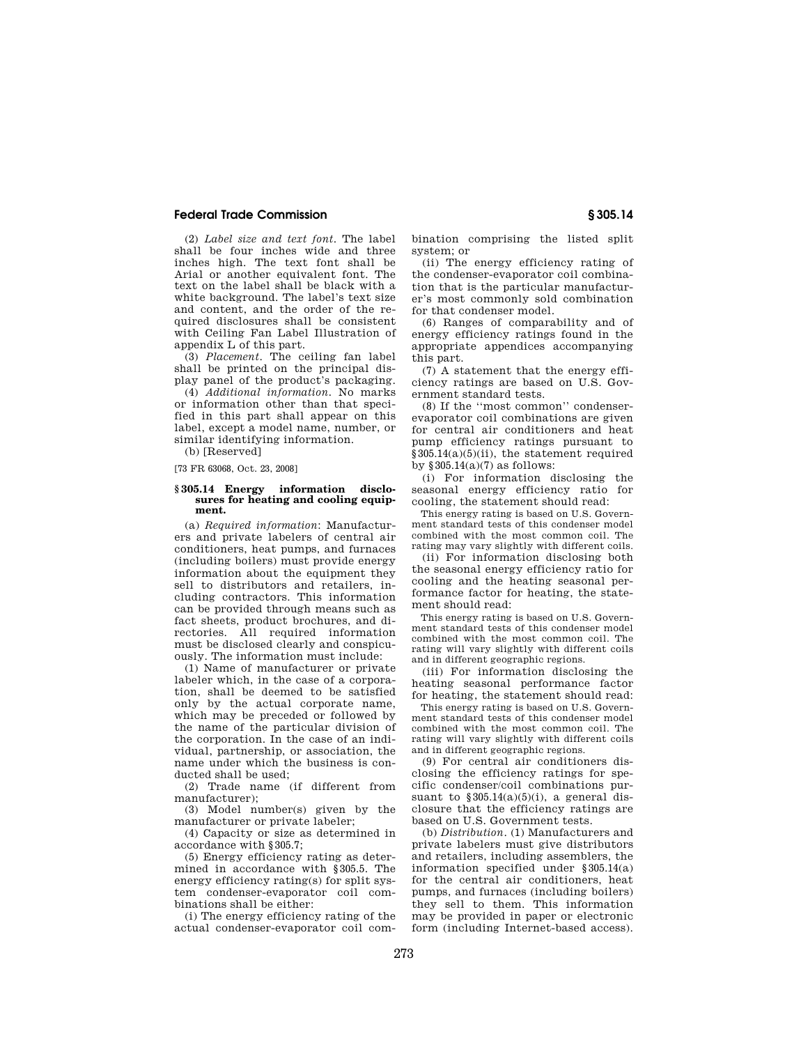(2) *Label size and text font*. The label shall be four inches wide and three inches high. The text font shall be Arial or another equivalent font. The text on the label shall be black with a white background. The label's text size and content, and the order of the required disclosures shall be consistent with Ceiling Fan Label Illustration of appendix L of this part.

(3) *Placement*. The ceiling fan label shall be printed on the principal display panel of the product's packaging.

(4) *Additional information*. No marks or information other than that specified in this part shall appear on this label, except a model name, number, or similar identifying information.

(b) [Reserved]

[73 FR 63068, Oct. 23, 2008]

### § 305.14 Energy information disclosures for heating and cooling equipment.

(a) *Required information*: Manufacturers and private labelers of central air conditioners, heat pumps, and furnaces (including boilers) must provide energy information about the equipment they sell to distributors and retailers, including contractors. This information can be provided through means such as fact sheets, product brochures, and directories. All required information must be disclosed clearly and conspicuously. The information must include:

(1) Name of manufacturer or private labeler which, in the case of a corporation, shall be deemed to be satisfied only by the actual corporate name, which may be preceded or followed by the name of the particular division of the corporation. In the case of an individual, partnership, or association, the name under which the business is conducted shall be used;

(2) Trade name (if different from manufacturer);

(3) Model number(s) given by the manufacturer or private labeler;

(4) Capacity or size as determined in accordance with §305.7;

(5) Energy efficiency rating as determined in accordance with §305.5. The energy efficiency rating(s) for split system condenser-evaporator coil combinations shall be either:

(i) The energy efficiency rating of the actual condenser-evaporator coil combination comprising the listed split system; or

(ii) The energy efficiency rating of the condenser-evaporator coil combination that is the particular manufacturer's most commonly sold combination for that condenser model.

(6) Ranges of comparability and of energy efficiency ratings found in the appropriate appendices accompanying this part.

(7) A statement that the energy efficiency ratings are based on U.S. Government standard tests.

(8) If the "most common" condenser-evaporator coil combinations are given for central air conditioners and heat pump efficiency ratings pursuant to §305.14(a)(5)(ii), the statement required by §305.14(a)(7) as follows:

(i) For information disclosing the seasonal energy efficiency ratio for cooling, the statement should read:

This energy rating is based on U.S. Government standard tests of this condenser model combined with the most common coil. The rating may vary slightly with different coils.

(ii) For information disclosing both the seasonal energy efficiency ratio for cooling and the heating seasonal performance factor for heating, the statement should read:

This energy rating is based on U.S. Government standard tests of this condenser model combined with the most common coil. The rating will vary slightly with different coils and in different geographic regions.

(iii) For information disclosing the heating seasonal performance factor for heating, the statement should read:

This energy rating is based on U.S. Government standard tests of this condenser model combined with the most common coil. The rating will vary slightly with different coils and in different geographic regions.

(9) For central air conditioners disclosing the efficiency ratings for specific condenser/coil combinations pursuant to §305.14(a)(5)(i), a general disclosure that the efficiency ratings are based on U.S. Government tests.

(b) *Distribution*. (1) Manufacturers and private labelers must give distributors and retailers, including assemblers, the information specified under §305.14(a) for the central air conditioners, heat pumps, and furnaces (including boilers) they sell to them. This information may be provided in paper or electronic form (including Internet-based access).